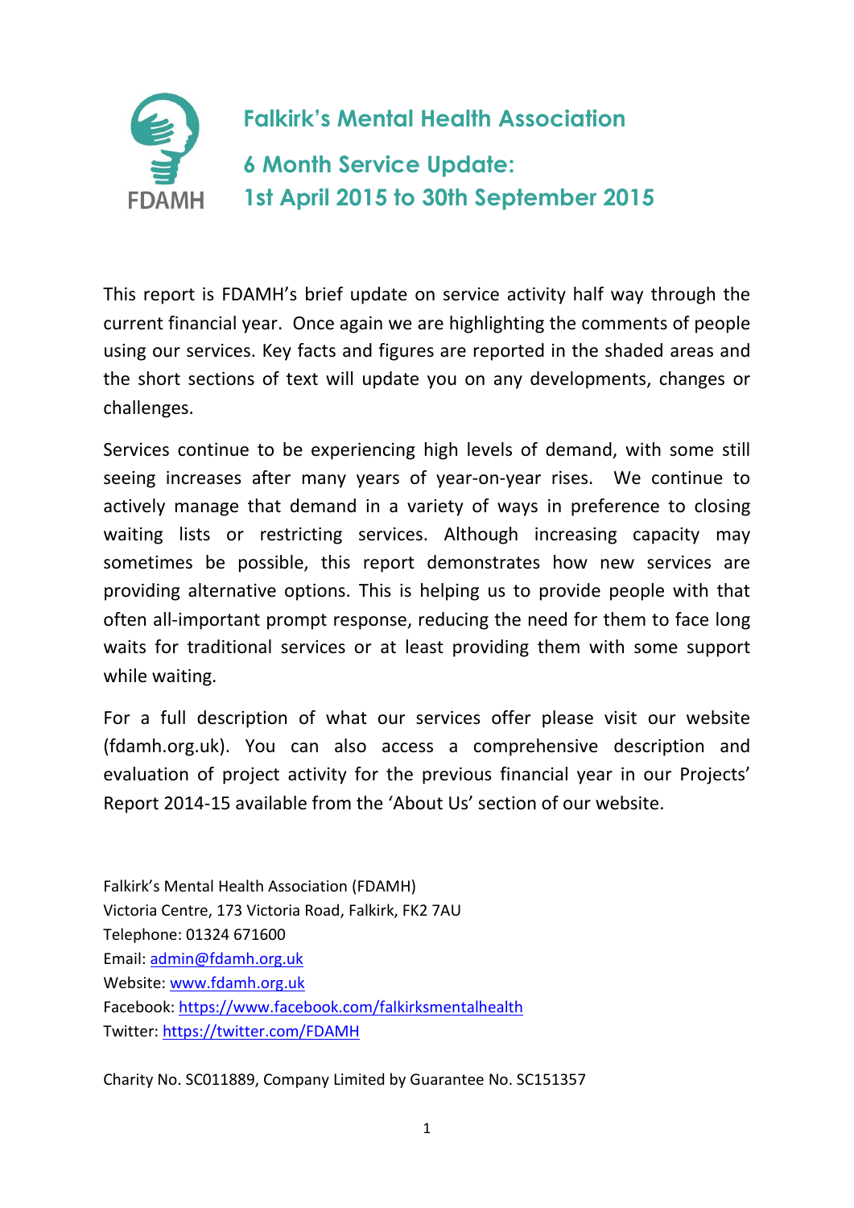FDAMH

# Falkirk's Mental Health Association

## 6 Month Service Update:
## 1st April 2015 to 30th September 2015

This report is FDAMH's brief update on service activity half way through the current financial year. Once again we are highlighting the comments of people using our services. Key facts and figures are reported in the shaded areas and the short sections of text will update you on any developments, changes or challenges.

Services continue to be experiencing high levels of demand, with some still seeing increases after many years of year-on-year rises. We continue to actively manage that demand in a variety of ways in preference to closing waiting lists or restricting services. Although increasing capacity may sometimes be possible, this report demonstrates how new services are providing alternative options. This is helping us to provide people with that often all-important prompt response, reducing the need for them to face long waits for traditional services or at least providing them with some support while waiting.

For a full description of what our services offer please visit our website (fdamh.org.uk). You can also access a comprehensive description and evaluation of project activity for the previous financial year in our Projects' Report 2014-15 available from the 'About Us' section of our website.

Falkirk's Mental Health Association (FDAMH)
Victoria Centre, 173 Victoria Road, Falkirk, FK2 7AU
Telephone: 01324 671600
Email: admin@fdamh.org.uk
Website: www.fdamh.org.uk
Facebook: https://www.facebook.com/falkirksmentalhealth
Twitter: https://twitter.com/FDAMH

Charity No. SC011889, Company Limited by Guarantee No. SC151357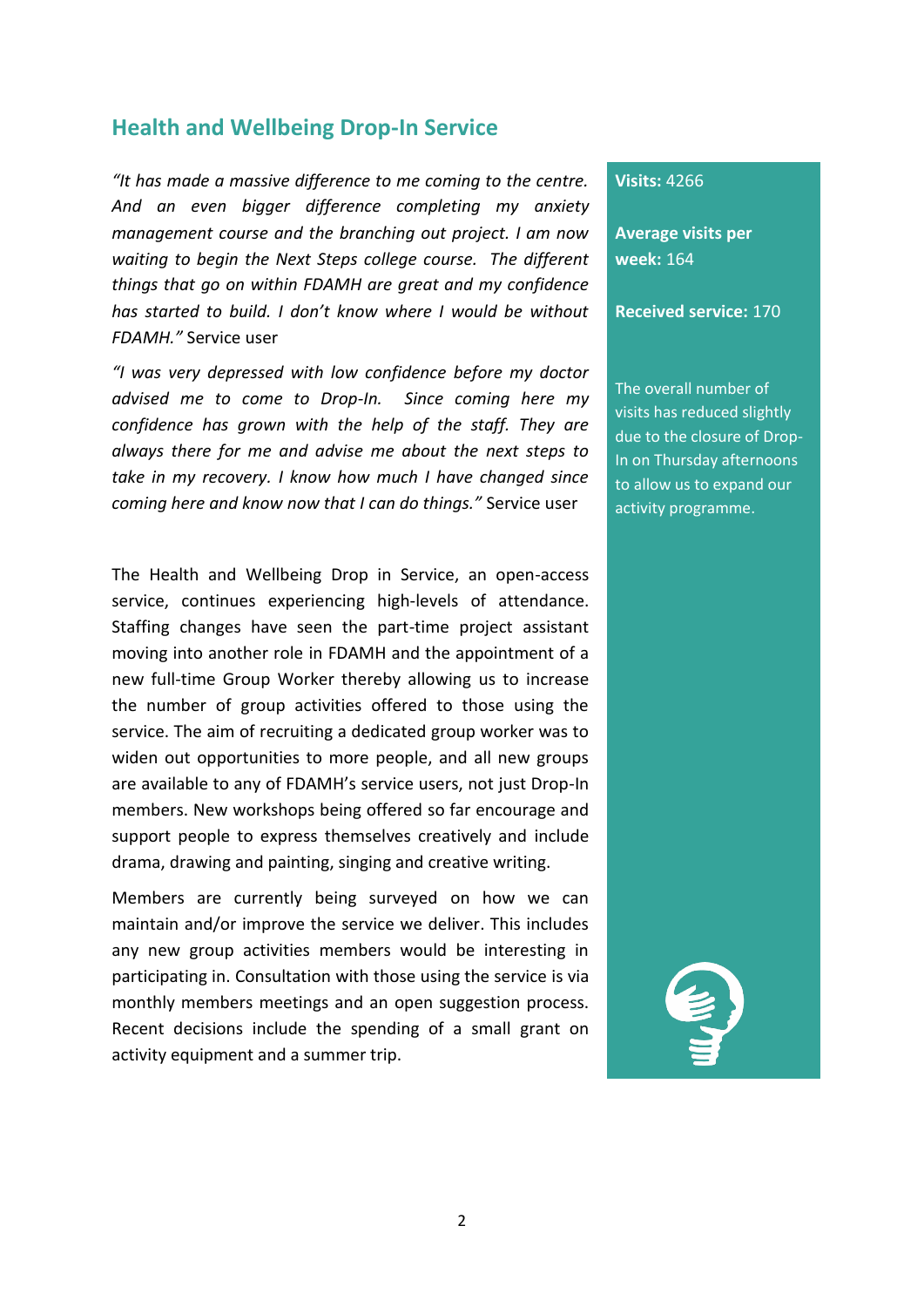## Health and Wellbeing Drop-In Service

*"It has made a massive difference to me coming to the centre. And an even bigger difference completing my anxiety management course and the branching out project. I am now waiting to begin the Next Steps college course. The different things that go on within FDAMH are great and my confidence has started to build. I don't know where I would be without FDAMH."* Service user

*"I was very depressed with low confidence before my doctor advised me to come to Drop-In. Since coming here my confidence has grown with the help of the staff. They are always there for me and advise me about the next steps to take in my recovery. I know how much I have changed since coming here and know now that I can do things."* Service user

The Health and Wellbeing Drop in Service, an open-access service, continues experiencing high-levels of attendance. Staffing changes have seen the part-time project assistant moving into another role in FDAMH and the appointment of a new full-time Group Worker thereby allowing us to increase the number of group activities offered to those using the service. The aim of recruiting a dedicated group worker was to widen out opportunities to more people, and all new groups are available to any of FDAMH's service users, not just Drop-In members. New workshops being offered so far encourage and support people to express themselves creatively and include drama, drawing and painting, singing and creative writing.

Members are currently being surveyed on how we can maintain and/or improve the service we deliver. This includes any new group activities members would be interesting in participating in. Consultation with those using the service is via monthly members meetings and an open suggestion process. Recent decisions include the spending of a small grant on activity equipment and a summer trip.

**Visits:** 4266

**Average visits per week:** 164

**Received service:** 170

The overall number of visits has reduced slightly due to the closure of Drop-In on Thursday afternoons to allow us to expand our activity programme.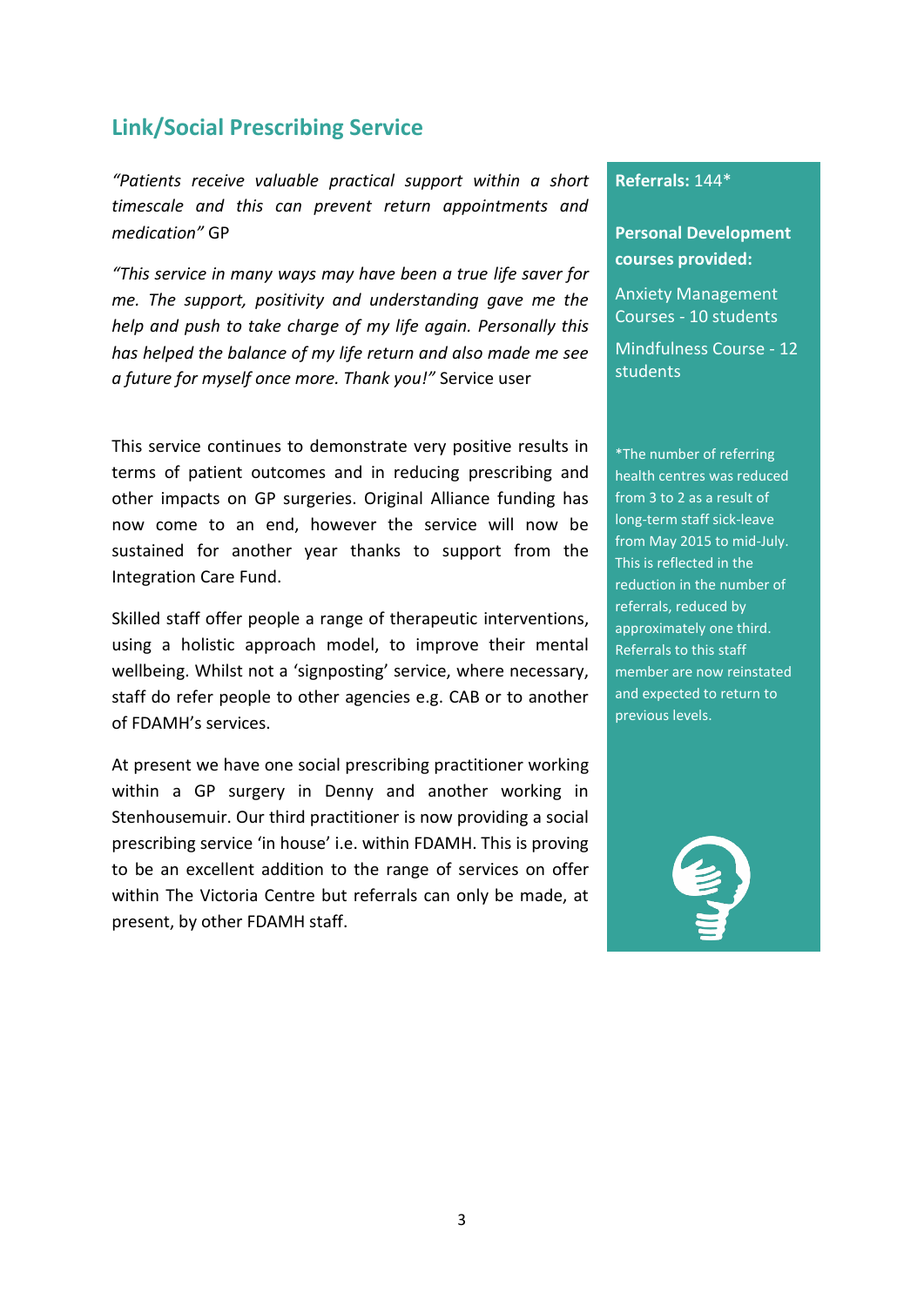## Link/Social Prescribing Service

*"Patients receive valuable practical support within a short timescale and this can prevent return appointments and medication"* GP

*"This service in many ways may have been a true life saver for me. The support, positivity and understanding gave me the help and push to take charge of my life again. Personally this has helped the balance of my life return and also made me see a future for myself once more. Thank you!"* Service user

This service continues to demonstrate very positive results in terms of patient outcomes and in reducing prescribing and other impacts on GP surgeries. Original Alliance funding has now come to an end, however the service will now be sustained for another year thanks to support from the Integration Care Fund.

Skilled staff offer people a range of therapeutic interventions, using a holistic approach model, to improve their mental wellbeing. Whilst not a 'signposting' service, where necessary, staff do refer people to other agencies e.g. CAB or to another of FDAMH's services.

At present we have one social prescribing practitioner working within a GP surgery in Denny and another working in Stenhousemuir. Our third practitioner is now providing a social prescribing service 'in house' i.e. within FDAMH. This is proving to be an excellent addition to the range of services on offer within The Victoria Centre but referrals can only be made, at present, by other FDAMH staff.

**Referrals:** 144*

**Personal Development courses provided:**

Anxiety Management Courses - 10 students

Mindfulness Course - 12 students

*The number of referring health centres was reduced from 3 to 2 as a result of long-term staff sick-leave from May 2015 to mid-July. This is reflected in the reduction in the number of referrals, reduced by approximately one third. Referrals to this staff member are now reinstated and expected to return to previous levels.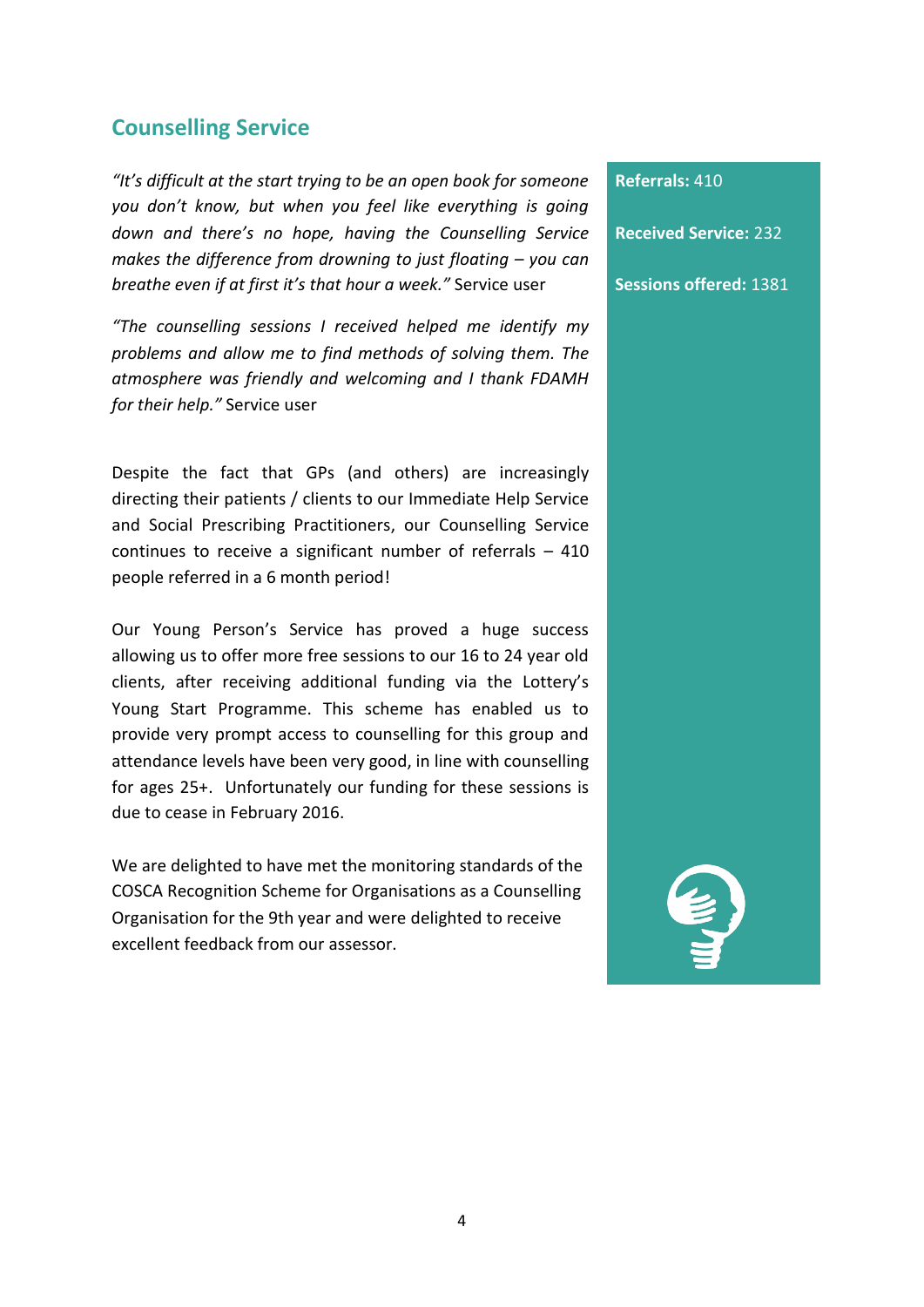## Counselling Service

*"It's difficult at the start trying to be an open book for someone you don't know, but when you feel like everything is going down and there's no hope, having the Counselling Service makes the difference from drowning to just floating – you can breathe even if at first it's that hour a week."* Service user

*"The counselling sessions I received helped me identify my problems and allow me to find methods of solving them. The atmosphere was friendly and welcoming and I thank FDAMH for their help."* Service user

Despite the fact that GPs (and others) are increasingly directing their patients / clients to our Immediate Help Service and Social Prescribing Practitioners, our Counselling Service continues to receive a significant number of referrals – 410 people referred in a 6 month period!

Our Young Person's Service has proved a huge success allowing us to offer more free sessions to our 16 to 24 year old clients, after receiving additional funding via the Lottery's Young Start Programme. This scheme has enabled us to provide very prompt access to counselling for this group and attendance levels have been very good, in line with counselling for ages 25+. Unfortunately our funding for these sessions is due to cease in February 2016.

We are delighted to have met the monitoring standards of the COSCA Recognition Scheme for Organisations as a Counselling Organisation for the 9th year and were delighted to receive excellent feedback from our assessor.

**Referrals:** 410

**Received Service:** 232

**Sessions offered:** 1381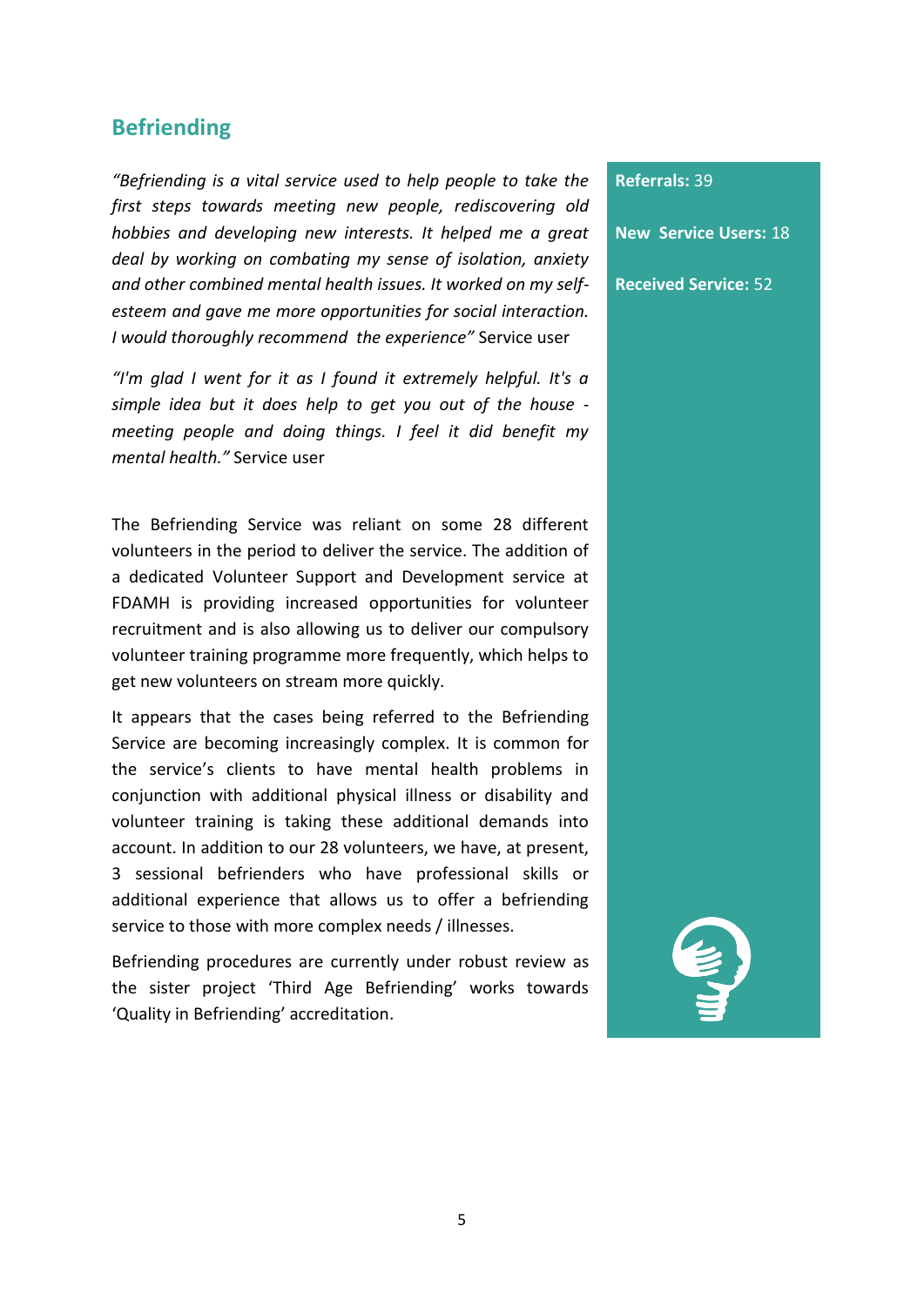## Befriending

*"Befriending is a vital service used to help people to take the first steps towards meeting new people, rediscovering old hobbies and developing new interests. It helped me a great deal by working on combating my sense of isolation, anxiety and other combined mental health issues. It worked on my self-esteem and gave me more opportunities for social interaction. I would thoroughly recommend the experience"* Service user

*"I'm glad I went for it as I found it extremely helpful. It's a simple idea but it does help to get you out of the house - meeting people and doing things. I feel it did benefit my mental health."* Service user

**Referrals:** 39

**New Service Users:** 18

**Received Service:** 52

The Befriending Service was reliant on some 28 different volunteers in the period to deliver the service. The addition of a dedicated Volunteer Support and Development service at FDAMH is providing increased opportunities for volunteer recruitment and is also allowing us to deliver our compulsory volunteer training programme more frequently, which helps to get new volunteers on stream more quickly.

It appears that the cases being referred to the Befriending Service are becoming increasingly complex. It is common for the service's clients to have mental health problems in conjunction with additional physical illness or disability and volunteer training is taking these additional demands into account. In addition to our 28 volunteers, we have, at present, 3 sessional befrienders who have professional skills or additional experience that allows us to offer a befriending service to those with more complex needs / illnesses.

Befriending procedures are currently under robust review as the sister project 'Third Age Befriending' works towards 'Quality in Befriending' accreditation.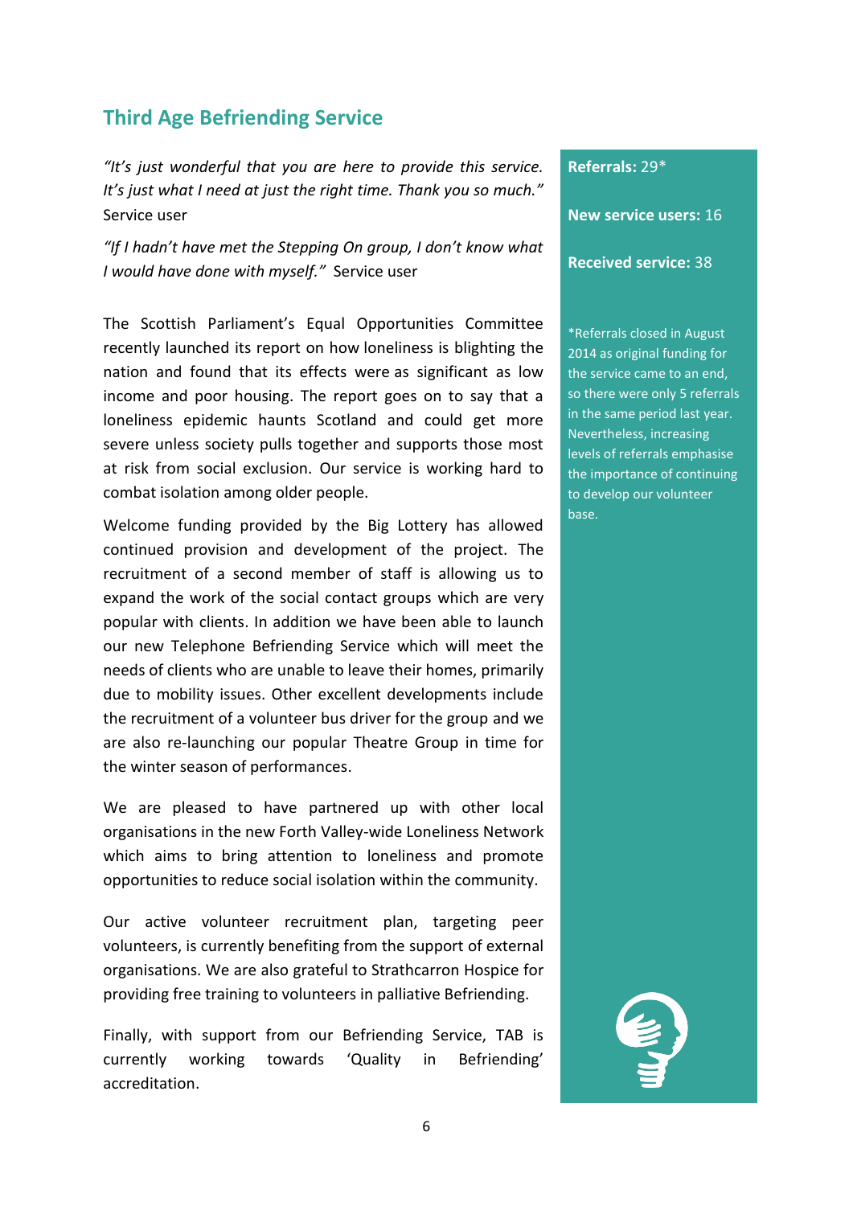## Third Age Befriending Service

*"It's just wonderful that you are here to provide this service. It's just what I need at just the right time. Thank you so much."* Service user

*"If I hadn't have met the Stepping On group, I don't know what I would have done with myself."* Service user

The Scottish Parliament's Equal Opportunities Committee recently launched its report on how loneliness is blighting the nation and found that its effects were as significant as low income and poor housing. The report goes on to say that a loneliness epidemic haunts Scotland and could get more severe unless society pulls together and supports those most at risk from social exclusion. Our service is working hard to combat isolation among older people.

Welcome funding provided by the Big Lottery has allowed continued provision and development of the project. The recruitment of a second member of staff is allowing us to expand the work of the social contact groups which are very popular with clients. In addition we have been able to launch our new Telephone Befriending Service which will meet the needs of clients who are unable to leave their homes, primarily due to mobility issues. Other excellent developments include the recruitment of a volunteer bus driver for the group and we are also re-launching our popular Theatre Group in time for the winter season of performances.

We are pleased to have partnered up with other local organisations in the new Forth Valley-wide Loneliness Network which aims to bring attention to loneliness and promote opportunities to reduce social isolation within the community.

Our active volunteer recruitment plan, targeting peer volunteers, is currently benefiting from the support of external organisations. We are also grateful to Strathcarron Hospice for providing free training to volunteers in palliative Befriending.

Finally, with support from our Befriending Service, TAB is currently working towards 'Quality in Befriending' accreditation.

**Referrals:** 29*

**New service users:** 16

**Received service:** 38

*Referrals closed in August 2014 as original funding for the service came to an end, so there were only 5 referrals in the same period last year. Nevertheless, increasing levels of referrals emphasise the importance of continuing to develop our volunteer base.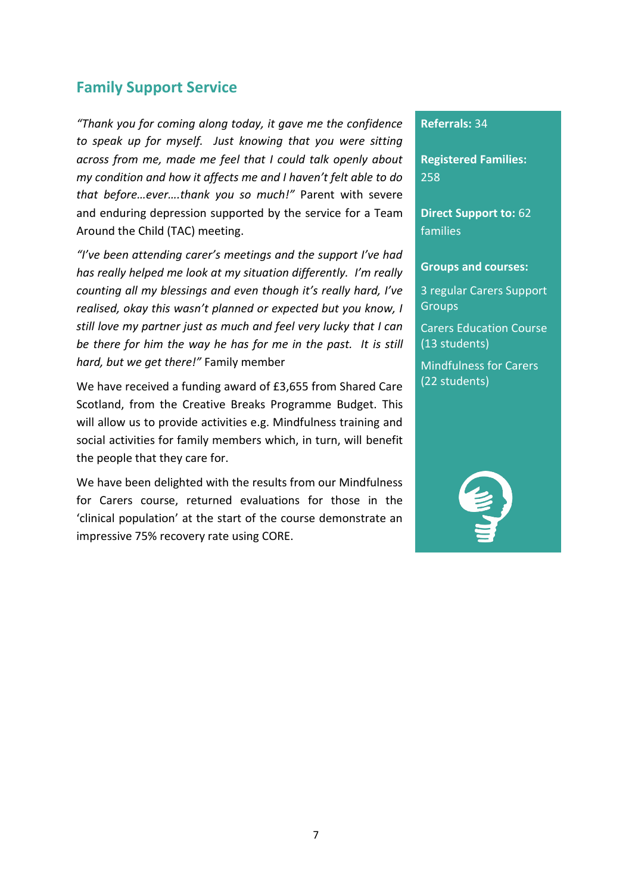## Family Support Service

*"Thank you for coming along today, it gave me the confidence to speak up for myself. Just knowing that you were sitting across from me, made me feel that I could talk openly about my condition and how it affects me and I haven't felt able to do that before…ever….thank you so much!"* Parent with severe and enduring depression supported by the service for a Team Around the Child (TAC) meeting.

*"I've been attending carer's meetings and the support I've had has really helped me look at my situation differently. I'm really counting all my blessings and even though it's really hard, I've realised, okay this wasn't planned or expected but you know, I still love my partner just as much and feel very lucky that I can be there for him the way he has for me in the past. It is still hard, but we get there!"* Family member

We have received a funding award of £3,655 from Shared Care Scotland, from the Creative Breaks Programme Budget. This will allow us to provide activities e.g. Mindfulness training and social activities for family members which, in turn, will benefit the people that they care for.

We have been delighted with the results from our Mindfulness for Carers course, returned evaluations for those in the 'clinical population' at the start of the course demonstrate an impressive 75% recovery rate using CORE.

**Referrals:** 34

**Registered Families:** 258

**Direct Support to:** 62 families

**Groups and courses:**

3 regular Carers Support Groups

Carers Education Course (13 students)

Mindfulness for Carers (22 students)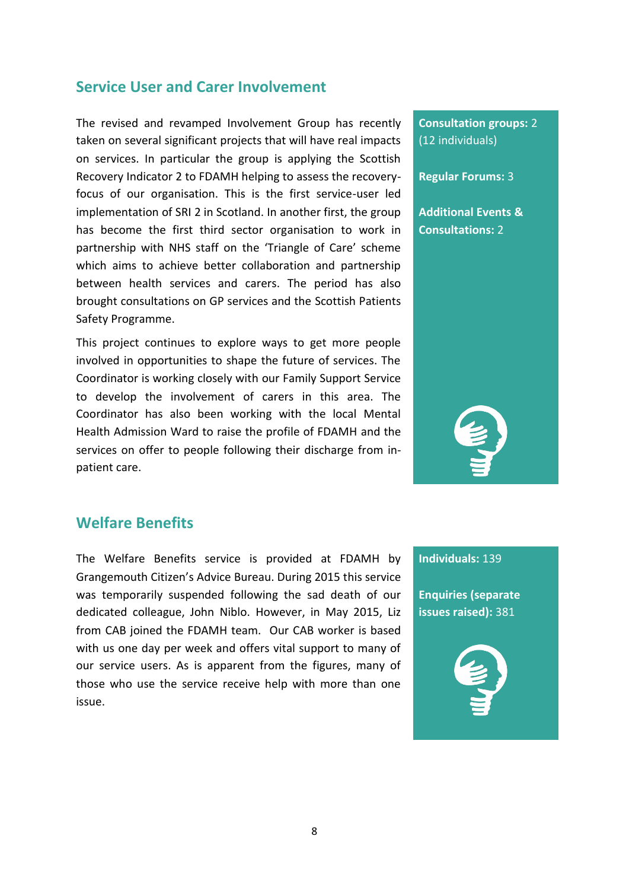## Service User and Carer Involvement

The revised and revamped Involvement Group has recently taken on several significant projects that will have real impacts on services. In particular the group is applying the Scottish Recovery Indicator 2 to FDAMH helping to assess the recovery-focus of our organisation. This is the first service-user led implementation of SRI 2 in Scotland. In another first, the group has become the first third sector organisation to work in partnership with NHS staff on the 'Triangle of Care' scheme which aims to achieve better collaboration and partnership between health services and carers. The period has also brought consultations on GP services and the Scottish Patients Safety Programme.

This project continues to explore ways to get more people involved in opportunities to shape the future of services. The Coordinator is working closely with our Family Support Service to develop the involvement of carers in this area. The Coordinator has also been working with the local Mental Health Admission Ward to raise the profile of FDAMH and the services on offer to people following their discharge from in-patient care.

**Consultation groups:** 2 (12 individuals)

**Regular Forums:** 3

**Additional Events & Consultations:** 2

## Welfare Benefits

The Welfare Benefits service is provided at FDAMH by Grangemouth Citizen's Advice Bureau. During 2015 this service was temporarily suspended following the sad death of our dedicated colleague, John Niblo. However, in May 2015, Liz from CAB joined the FDAMH team. Our CAB worker is based with us one day per week and offers vital support to many of our service users. As is apparent from the figures, many of those who use the service receive help with more than one issue.

**Individuals:** 139

**Enquiries (separate issues raised):** 381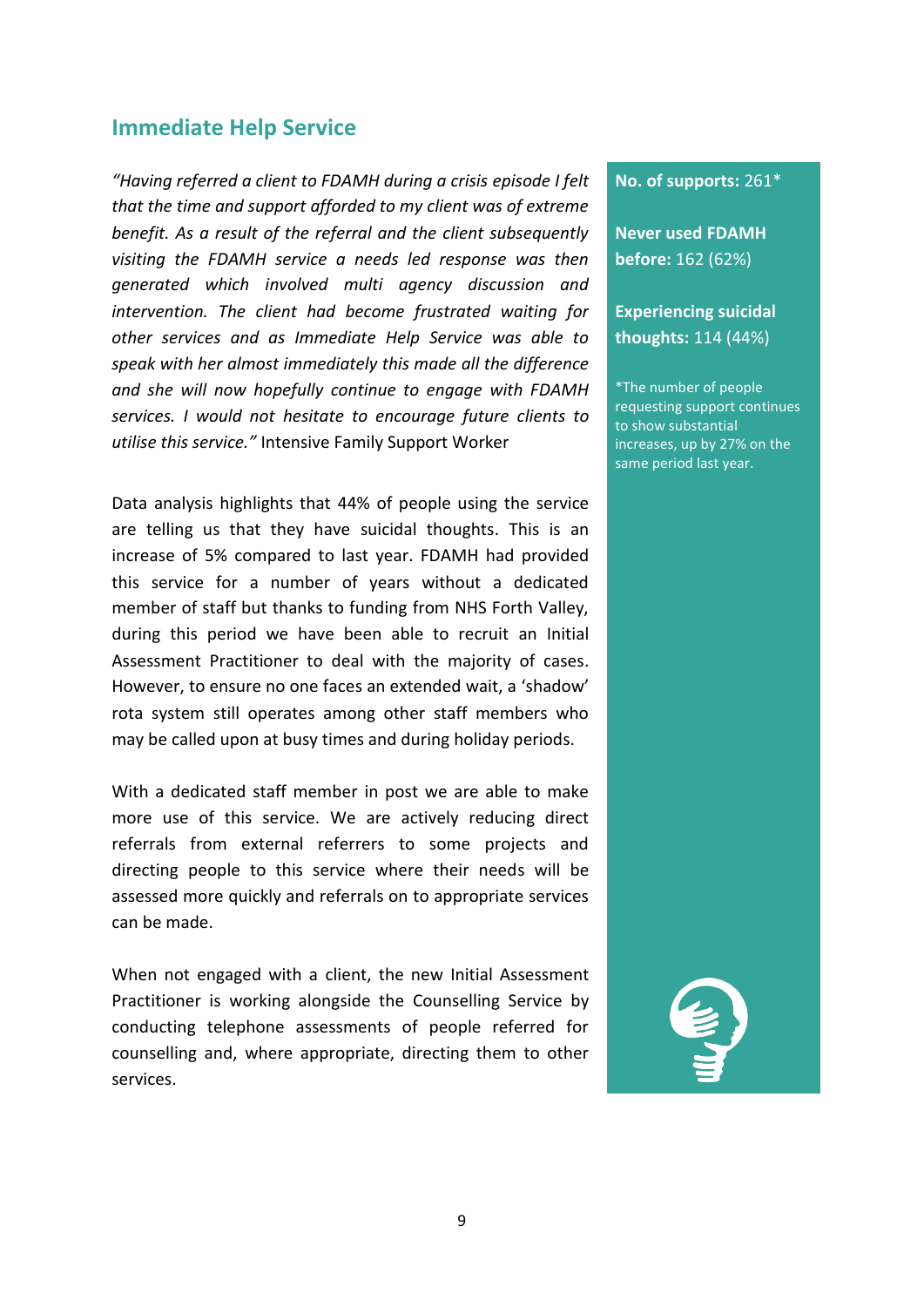## Immediate Help Service

*"Having referred a client to FDAMH during a crisis episode I felt that the time and support afforded to my client was of extreme benefit. As a result of the referral and the client subsequently visiting the FDAMH service a needs led response was then generated which involved multi agency discussion and intervention. The client had become frustrated waiting for other services and as Immediate Help Service was able to speak with her almost immediately this made all the difference and she will now hopefully continue to engage with FDAMH services. I would not hesitate to encourage future clients to utilise this service."* Intensive Family Support Worker

Data analysis highlights that 44% of people using the service are telling us that they have suicidal thoughts. This is an increase of 5% compared to last year. FDAMH had provided this service for a number of years without a dedicated member of staff but thanks to funding from NHS Forth Valley, during this period we have been able to recruit an Initial Assessment Practitioner to deal with the majority of cases. However, to ensure no one faces an extended wait, a 'shadow' rota system still operates among other staff members who may be called upon at busy times and during holiday periods.

With a dedicated staff member in post we are able to make more use of this service. We are actively reducing direct referrals from external referrers to some projects and directing people to this service where their needs will be assessed more quickly and referrals on to appropriate services can be made.

When not engaged with a client, the new Initial Assessment Practitioner is working alongside the Counselling Service by conducting telephone assessments of people referred for counselling and, where appropriate, directing them to other services.

**No. of supports:** 261*

**Never used FDAMH before:** 162 (62%)

**Experiencing suicidal thoughts:** 114 (44%)

*The number of people requesting support continues to show substantial increases, up by 27% on the same period last year.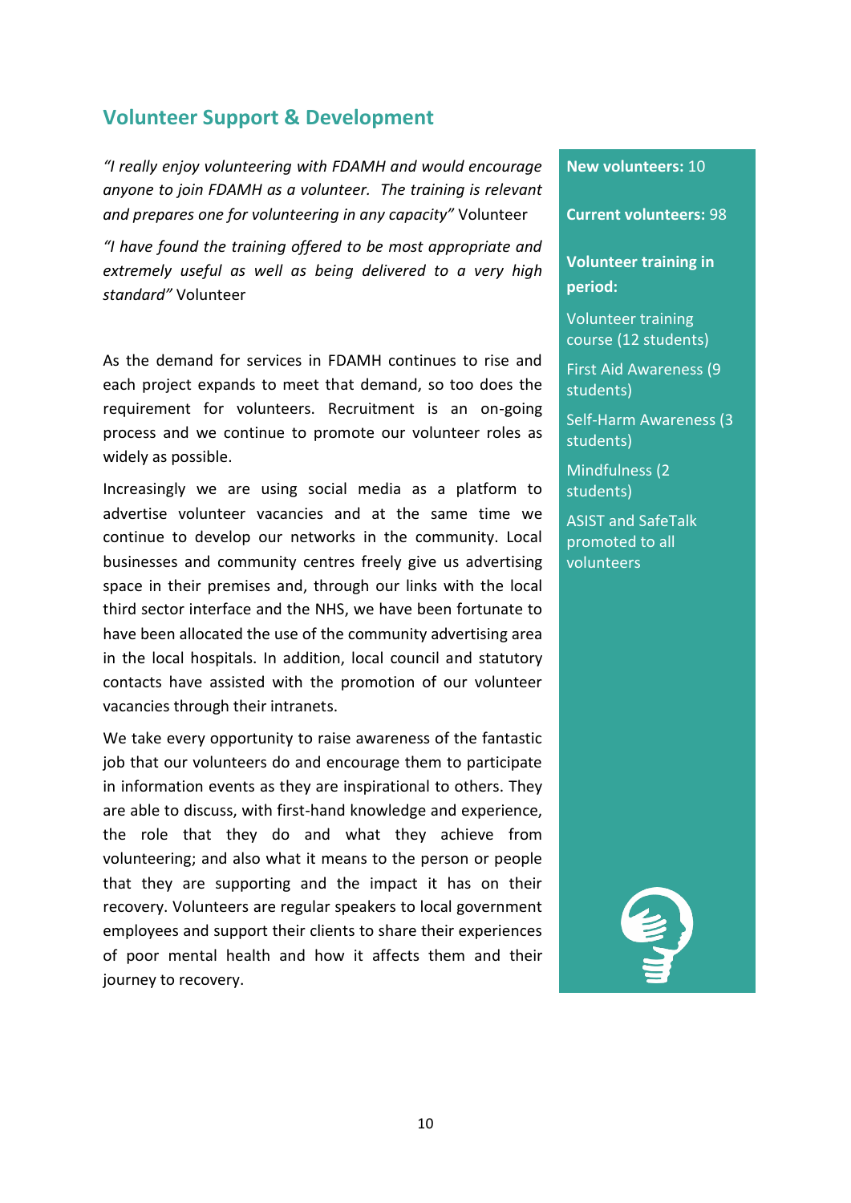## Volunteer Support & Development

*"I really enjoy volunteering with FDAMH and would encourage anyone to join FDAMH as a volunteer. The training is relevant and prepares one for volunteering in any capacity"* Volunteer

*"I have found the training offered to be most appropriate and extremely useful as well as being delivered to a very high standard"* Volunteer

As the demand for services in FDAMH continues to rise and each project expands to meet that demand, so too does the requirement for volunteers. Recruitment is an on-going process and we continue to promote our volunteer roles as widely as possible.

Increasingly we are using social media as a platform to advertise volunteer vacancies and at the same time we continue to develop our networks in the community. Local businesses and community centres freely give us advertising space in their premises and, through our links with the local third sector interface and the NHS, we have been fortunate to have been allocated the use of the community advertising area in the local hospitals. In addition, local council and statutory contacts have assisted with the promotion of our volunteer vacancies through their intranets.

We take every opportunity to raise awareness of the fantastic job that our volunteers do and encourage them to participate in information events as they are inspirational to others. They are able to discuss, with first-hand knowledge and experience, the role that they do and what they achieve from volunteering; and also what it means to the person or people that they are supporting and the impact it has on their recovery. Volunteers are regular speakers to local government employees and support their clients to share their experiences of poor mental health and how it affects them and their journey to recovery.

**New volunteers:** 10

**Current volunteers:** 98

**Volunteer training in period:**

Volunteer training course (12 students)

First Aid Awareness (9 students)

Self-Harm Awareness (3 students)

Mindfulness (2 students)

ASIST and SafeTalk promoted to all volunteers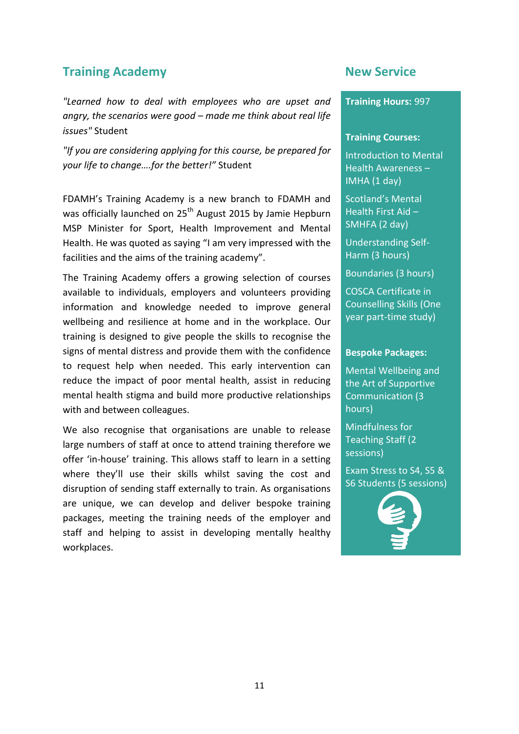## Training Academy

*"Learned how to deal with employees who are upset and angry, the scenarios were good – made me think about real life issues"* Student

*"If you are considering applying for this course, be prepared for your life to change….for the better!"* Student

FDAMH's Training Academy is a new branch to FDAMH and was officially launched on 25th August 2015 by Jamie Hepburn MSP Minister for Sport, Health Improvement and Mental Health. He was quoted as saying "I am very impressed with the facilities and the aims of the training academy".

The Training Academy offers a growing selection of courses available to individuals, employers and volunteers providing information and knowledge needed to improve general wellbeing and resilience at home and in the workplace. Our training is designed to give people the skills to recognise the signs of mental distress and provide them with the confidence to request help when needed. This early intervention can reduce the impact of poor mental health, assist in reducing mental health stigma and build more productive relationships with and between colleagues.

We also recognise that organisations are unable to release large numbers of staff at once to attend training therefore we offer 'in-house' training. This allows staff to learn in a setting where they'll use their skills whilst saving the cost and disruption of sending staff externally to train. As organisations are unique, we can develop and deliver bespoke training packages, meeting the training needs of the employer and staff and helping to assist in developing mentally healthy workplaces.

## New Service

**Training Hours:** 997

**Training Courses:**

Introduction to Mental Health Awareness – IMHA (1 day)

Scotland's Mental Health First Aid – SMHFA (2 day)

Understanding Self-Harm (3 hours)

Boundaries (3 hours)

COSCA Certificate in Counselling Skills (One year part-time study)

**Bespoke Packages:**

Mental Wellbeing and the Art of Supportive Communication (3 hours)

Mindfulness for Teaching Staff (2 sessions)

Exam Stress to S4, S5 & S6 Students (5 sessions)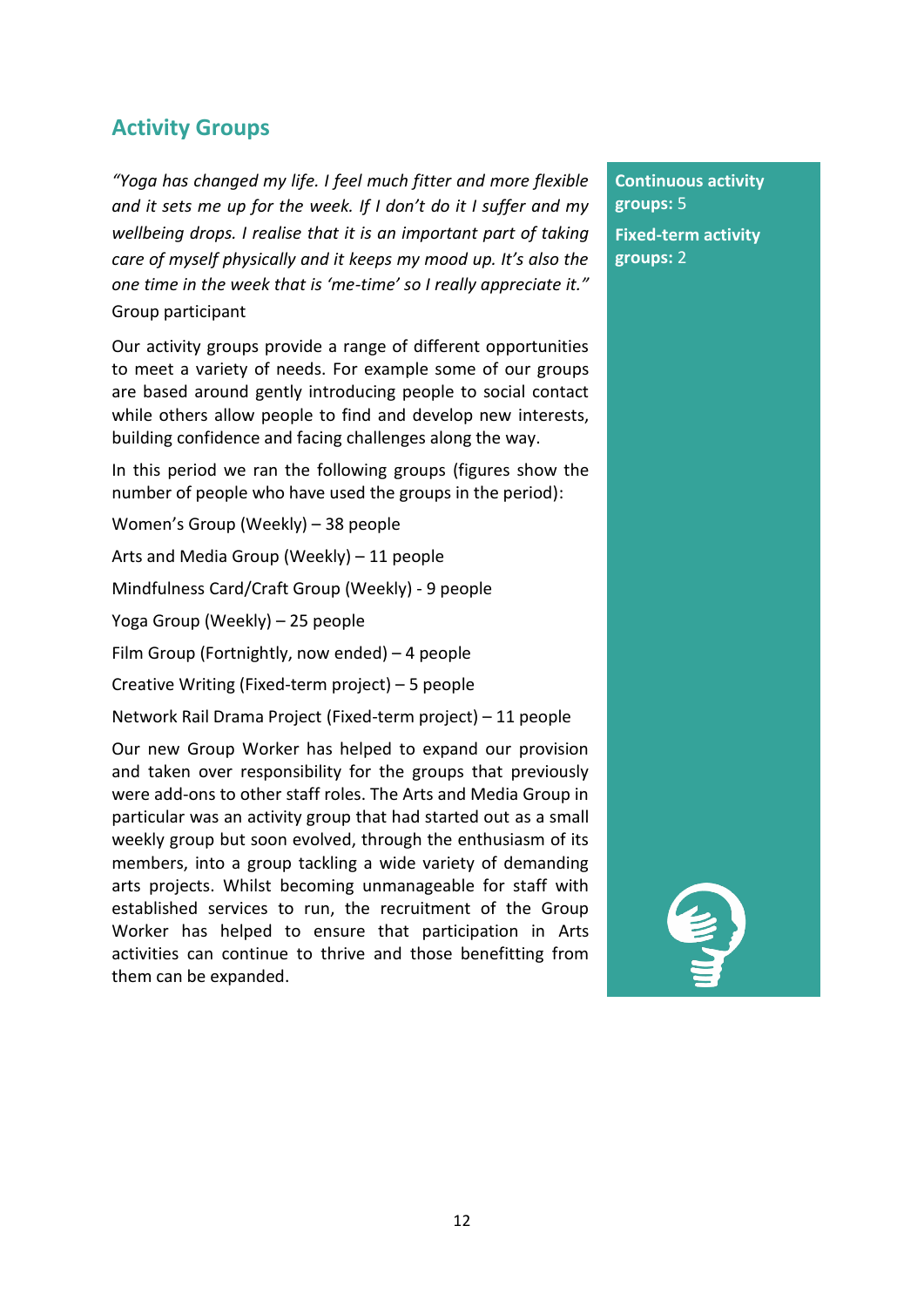## Activity Groups

*"Yoga has changed my life. I feel much fitter and more flexible and it sets me up for the week. If I don't do it I suffer and my wellbeing drops. I realise that it is an important part of taking care of myself physically and it keeps my mood up. It's also the one time in the week that is 'me-time' so I really appreciate it."*
Group participant

Our activity groups provide a range of different opportunities to meet a variety of needs. For example some of our groups are based around gently introducing people to social contact while others allow people to find and develop new interests, building confidence and facing challenges along the way.

In this period we ran the following groups (figures show the number of people who have used the groups in the period):

Women's Group (Weekly) – 38 people

Arts and Media Group (Weekly) – 11 people

Mindfulness Card/Craft Group (Weekly) - 9 people

Yoga Group (Weekly) – 25 people

Film Group (Fortnightly, now ended) – 4 people

Creative Writing (Fixed-term project) – 5 people

Network Rail Drama Project (Fixed-term project) – 11 people

Our new Group Worker has helped to expand our provision and taken over responsibility for the groups that previously were add-ons to other staff roles. The Arts and Media Group in particular was an activity group that had started out as a small weekly group but soon evolved, through the enthusiasm of its members, into a group tackling a wide variety of demanding arts projects. Whilst becoming unmanageable for staff with established services to run, the recruitment of the Group Worker has helped to ensure that participation in Arts activities can continue to thrive and those benefitting from them can be expanded.

**Continuous activity groups:** 5

**Fixed-term activity groups:** 2